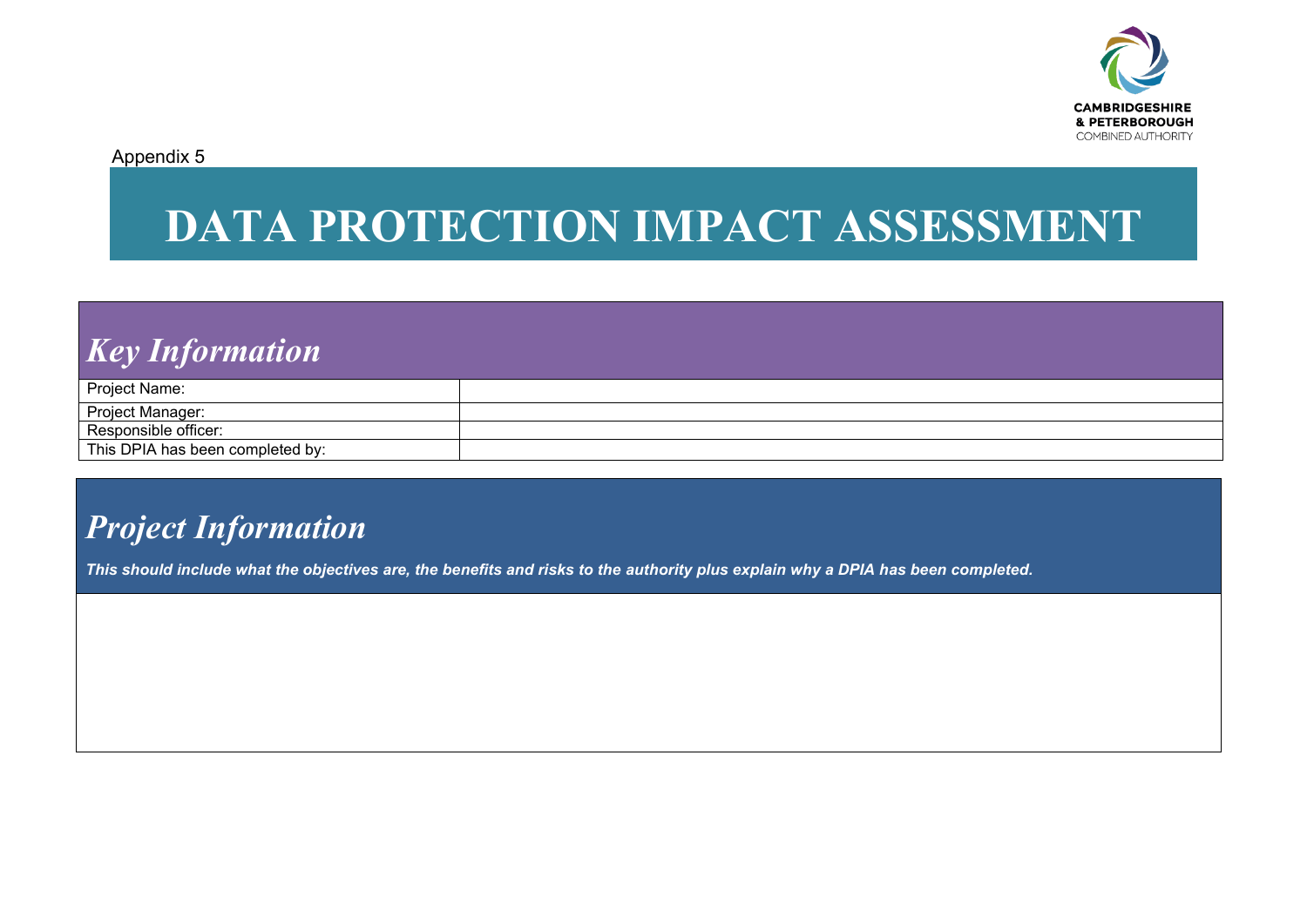CAMBRIDGESHIRE
& PETERBOROUGH
COMBINED AUTHORITY

Appendix 5

# DATA PROTECTION IMPACT ASSESSMENT

## *Key Information*

| | |
|---|---|
| Project Name: | |
| Project Manager: | |
| Responsible officer: | |
| This DPIA has been completed by: | |

## *Project Information*

***This should include what the objectives are, the benefits and risks to the authority plus explain why a DPIA has been completed.***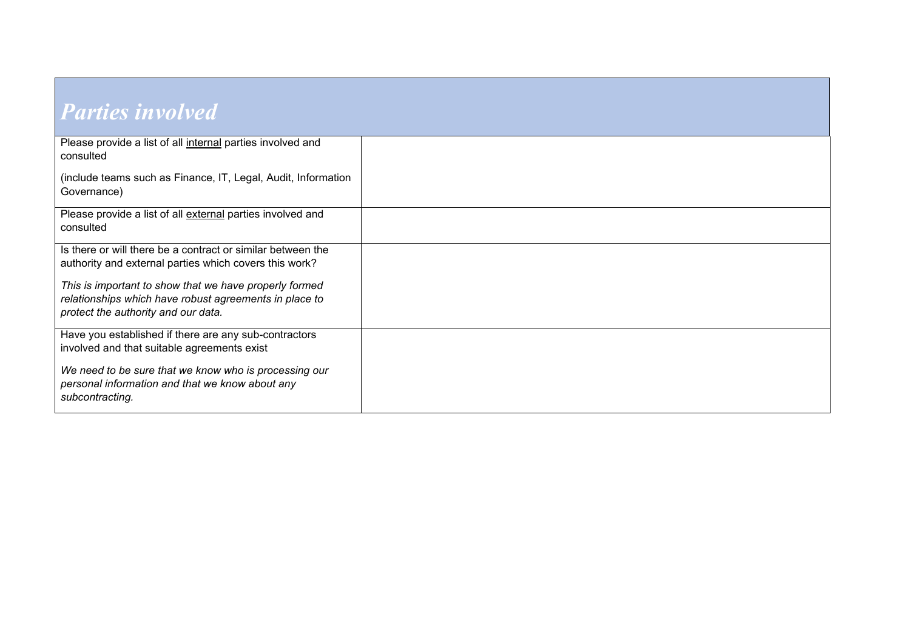## *Parties involved*

| | |
|---|---|
| Please provide a list of all <u>internal</u> parties involved and consulted<br><br>(include teams such as Finance, IT, Legal, Audit, Information Governance) | |
| Please provide a list of all <u>external</u> parties involved and consulted | |
| Is there or will there be a contract or similar between the authority and external parties which covers this work?<br><br>*This is important to show that we have properly formed relationships which have robust agreements in place to protect the authority and our data.* | |
| Have you established if there are any sub-contractors involved and that suitable agreements exist<br><br>*We need to be sure that we know who is processing our personal information and that we know about any subcontracting.* | |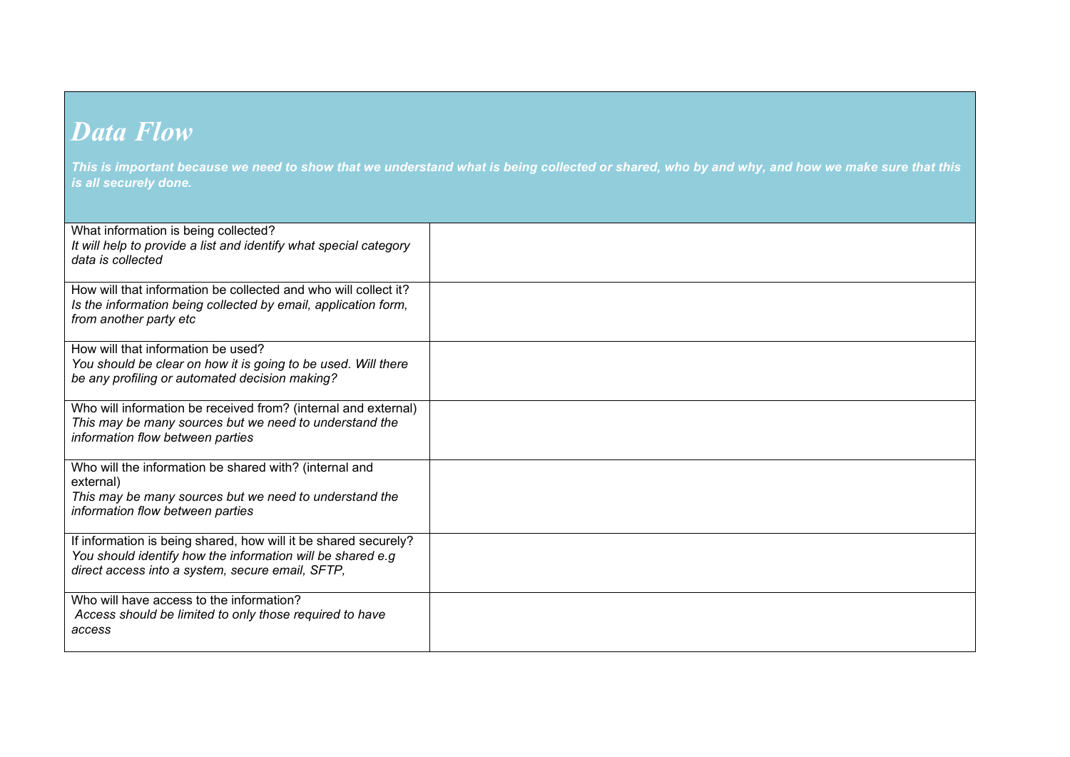## *Data Flow*

***This is important because we need to show that we understand what is being collected or shared, who by and why, and how we make sure that this is all securely done.***

| | |
|---|---|
| What information is being collected?<br>*It will help to provide a list and identify what special category data is collected* | |
| How will that information be collected and who will collect it?<br>*Is the information being collected by email, application form, from another party etc* | |
| How will that information be used?<br>*You should be clear on how it is going to be used. Will there be any profiling or automated decision making?* | |
| Who will information be received from? (internal and external)<br>*This may be many sources but we need to understand the information flow between parties* | |
| Who will the information be shared with? (internal and external)<br>*This may be many sources but we need to understand the information flow between parties* | |
| If information is being shared, how will it be shared securely?<br>*You should identify how the information will be shared e.g direct access into a system, secure email, SFTP,* | |
| Who will have access to the information?<br>*Access should be limited to only those required to have access* | |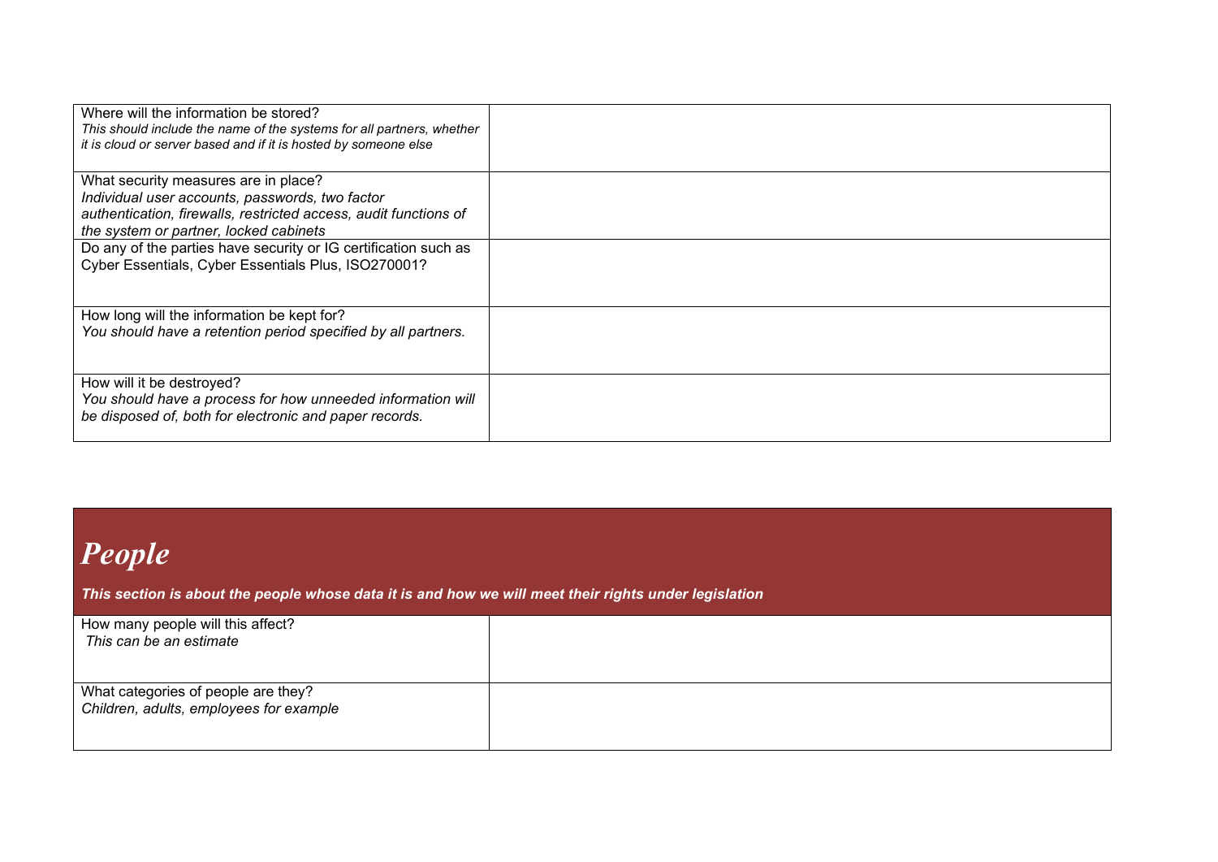| | |
|---|---|
| Where will the information be stored?<br>*This should include the name of the systems for all partners, whether it is cloud or server based and if it is hosted by someone else* | |
| What security measures are in place?<br>*Individual user accounts, passwords, two factor authentication, firewalls, restricted access, audit functions of the system or partner, locked cabinets* | |
| Do any of the parties have security or IG certification such as Cyber Essentials, Cyber Essentials Plus, ISO270001? | |
| How long will the information be kept for?<br>*You should have a retention period specified by all partners.* | |
| How will it be destroyed?<br>*You should have a process for how unneeded information will be disposed of, both for electronic and paper records.* | |

# *People*

***This section is about the people whose data it is and how we will meet their rights under legislation***

| | |
|---|---|
| How many people will this affect?<br>*This can be an estimate* | |
| What categories of people are they?<br>*Children, adults, employees for example* | |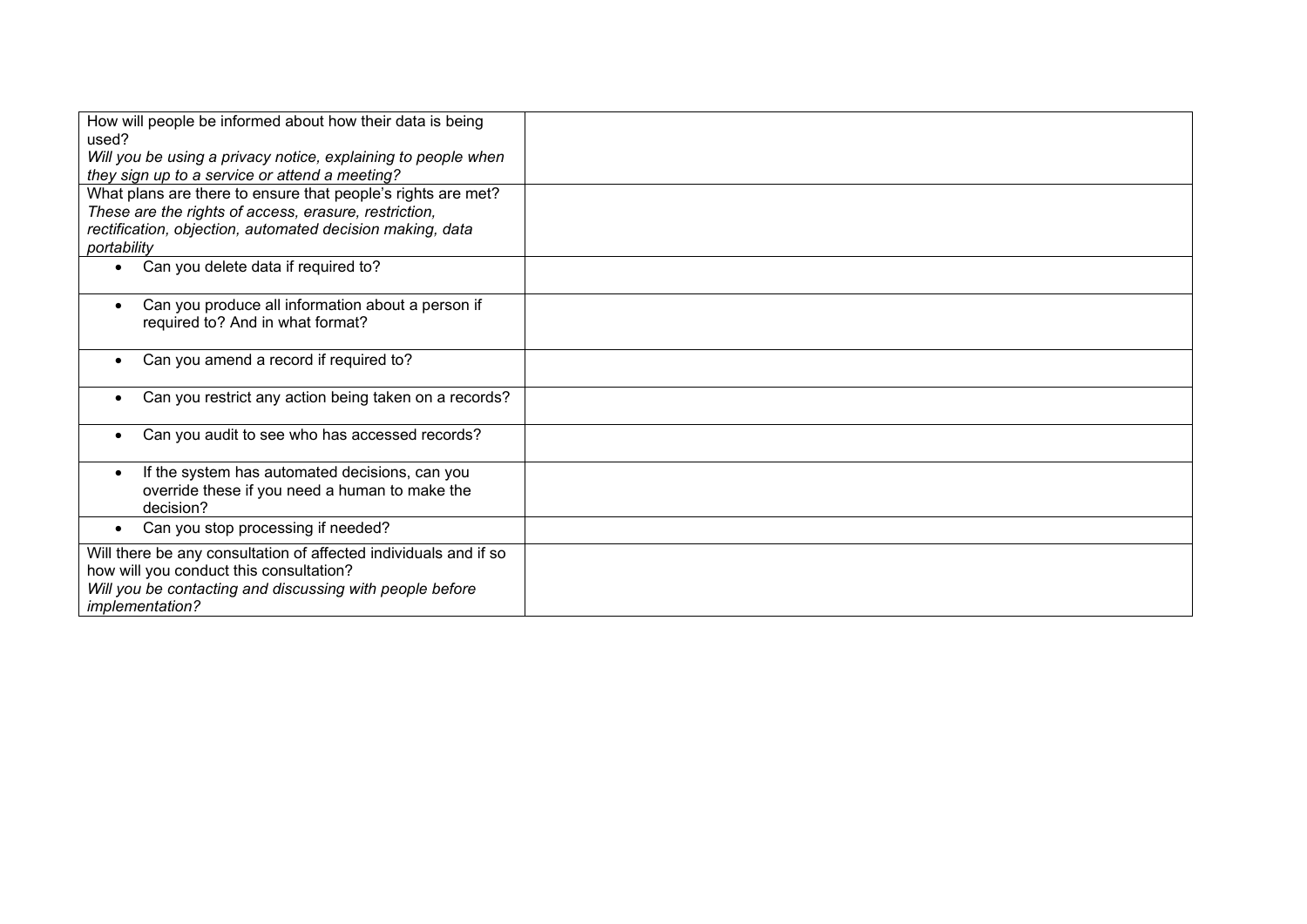| | |
|---|---|
| How will people be informed about how their data is being used?<br>*Will you be using a privacy notice, explaining to people when they sign up to a service or attend a meeting?* | |
| What plans are there to ensure that people's rights are met?<br>*These are the rights of access, erasure, restriction, rectification, objection, automated decision making, data portability* | |
| • Can you delete data if required to? | |
| • Can you produce all information about a person if required to? And in what format? | |
| • Can you amend a record if required to? | |
| • Can you restrict any action being taken on a records? | |
| • Can you audit to see who has accessed records? | |
| • If the system has automated decisions, can you override these if you need a human to make the decision? | |
| • Can you stop processing if needed? | |
| Will there be any consultation of affected individuals and if so how will you conduct this consultation?<br>*Will you be contacting and discussing with people before implementation?* | |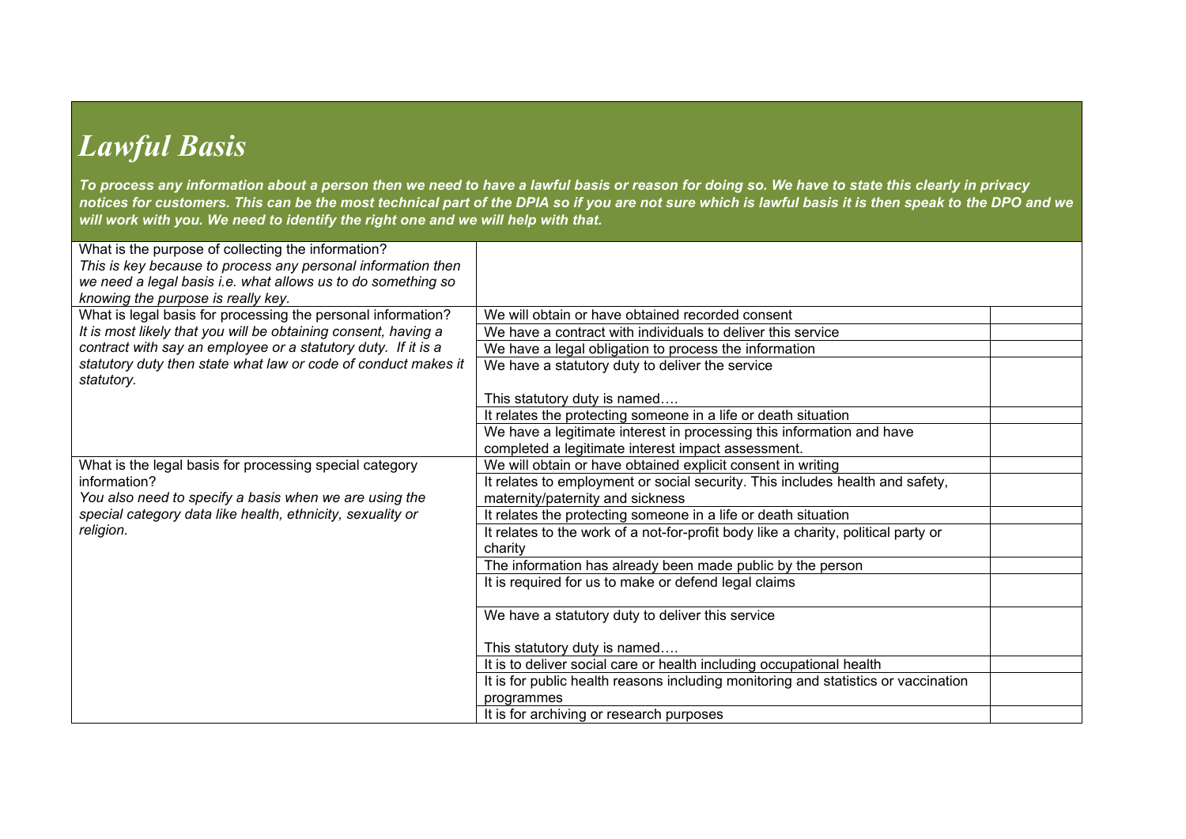# *Lawful Basis*

***To process any information about a person then we need to have a lawful basis or reason for doing so. We have to state this clearly in privacy notices for customers. This can be the most technical part of the DPIA so if you are not sure which is lawful basis it is then speak to the DPO and we will work with you. We need to identify the right one and we will help with that.***

| | | |
|---|---|---|
| What is the purpose of collecting the information?<br>*This is key because to process any personal information then we need a legal basis i.e. what allows us to do something so knowing the purpose is really key.* | | |
| What is legal basis for processing the personal information?<br>*It is most likely that you will be obtaining consent, having a contract with say an employee or a statutory duty. If it is a statutory duty then state what law or code of conduct makes it statutory.* | We will obtain or have obtained recorded consent | |
| | We have a contract with individuals to deliver this service | |
| | We have a legal obligation to process the information | |
| | We have a statutory duty to deliver the service<br><br>This statutory duty is named…. | |
| | It relates the protecting someone in a life or death situation | |
| | We have a legitimate interest in processing this information and have completed a legitimate interest impact assessment. | |
| What is the legal basis for processing special category information?<br>*You also need to specify a basis when we are using the special category data like health, ethnicity, sexuality or religion.* | We will obtain or have obtained explicit consent in writing | |
| | It relates to employment or social security. This includes health and safety, maternity/paternity and sickness | |
| | It relates the protecting someone in a life or death situation | |
| | It relates to the work of a not-for-profit body like a charity, political party or charity | |
| | The information has already been made public by the person | |
| | It is required for us to make or defend legal claims | |
| | We have a statutory duty to deliver this service<br><br>This statutory duty is named…. | |
| | It is to deliver social care or health including occupational health | |
| | It is for public health reasons including monitoring and statistics or vaccination programmes | |
| | It is for archiving or research purposes | |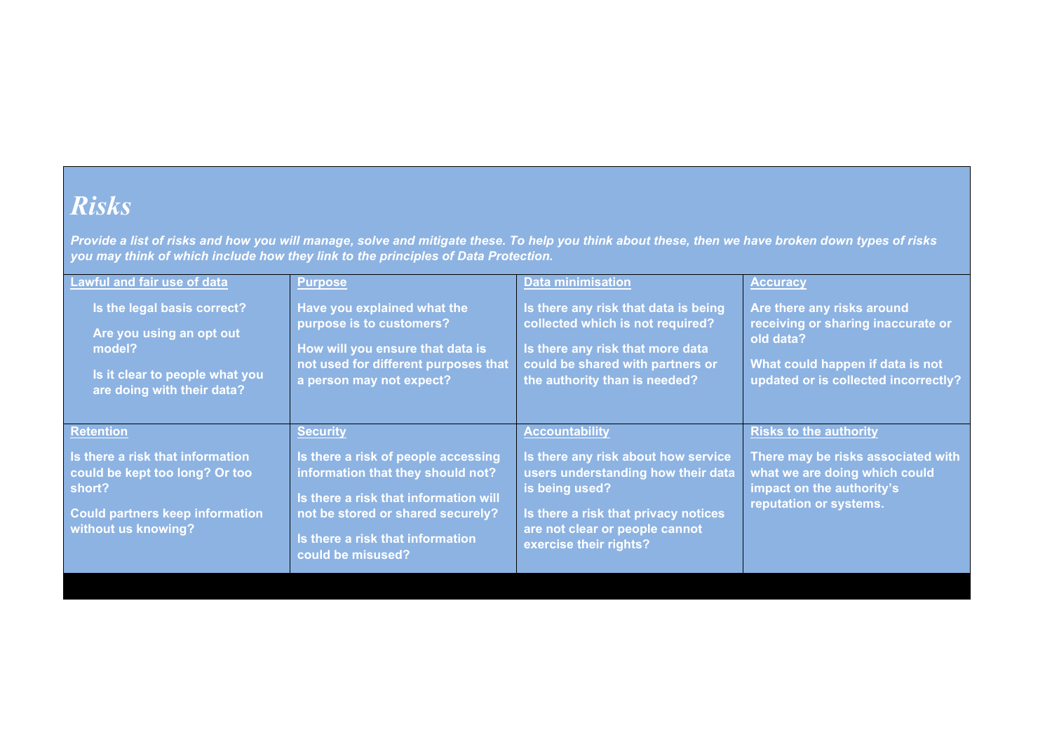## *Risks*

***Provide a list of risks and how you will manage, solve and mitigate these. To help you think about these, then we have broken down types of risks you may think of which include how they link to the principles of Data Protection.***

| Lawful and fair use of data | Purpose | Data minimisation | Accuracy |
|---|---|---|---|
| **Is the legal basis correct?**<br><br>**Are you using an opt out model?**<br><br>**Is it clear to people what you are doing with their data?** | **Have you explained what the purpose is to customers?**<br><br>**How will you ensure that data is not used for different purposes that a person may not expect?** | **Is there any risk that data is being collected which is not required?**<br><br>**Is there any risk that more data could be shared with partners or the authority than is needed?** | **Are there any risks around receiving or sharing inaccurate or old data?**<br><br>**What could happen if data is not updated or is collected incorrectly?** |
| **Retention** | **Security** | **Accountability** | **Risks to the authority** |
| **Is there a risk that information could be kept too long? Or too short?**<br><br>**Could partners keep information without us knowing?** | **Is there a risk of people accessing information that they should not?**<br><br>**Is there a risk that information will not be stored or shared securely?**<br><br>**Is there a risk that information could be misused?** | **Is there any risk about how service users understanding how their data is being used?**<br><br>**Is there a risk that privacy notices are not clear or people cannot exercise their rights?** | **There may be risks associated with what we are doing which could impact on the authority's reputation or systems.** |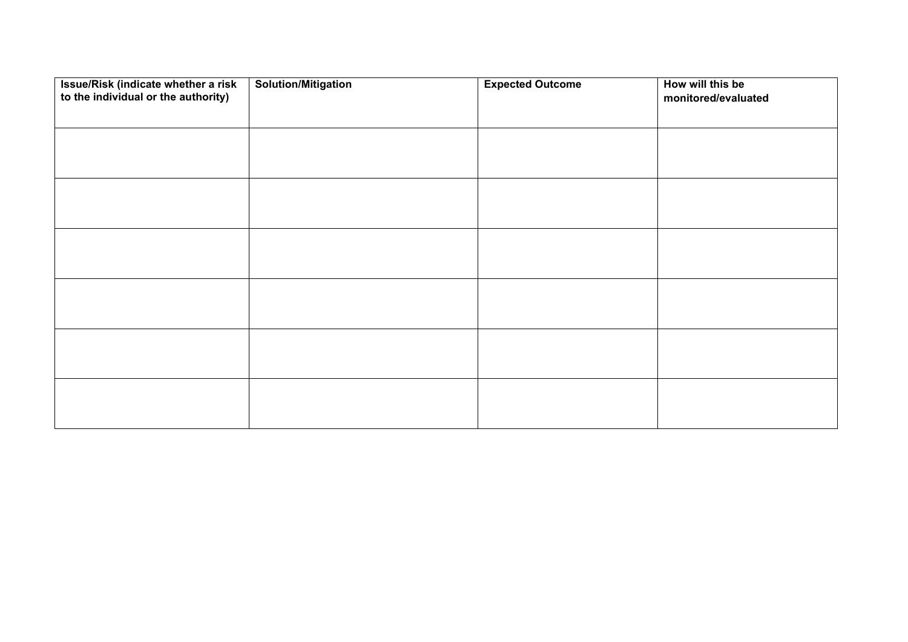| Issue/Risk (indicate whether a risk to the individual or the authority) | Solution/Mitigation | Expected Outcome | How will this be monitored/evaluated |
| --- | --- | --- | --- |
| | | | |
| | | | |
| | | | |
| | | | |
| | | | |
| | | | |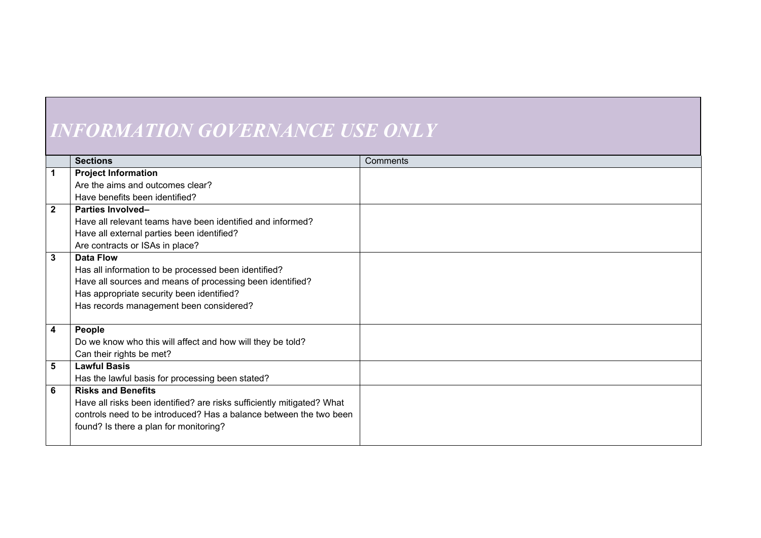## *INFORMATION GOVERNANCE USE ONLY*

| | **Sections** | Comments |
|---|---|---|
| **1** | **Project Information**<br>Are the aims and outcomes clear?<br>Have benefits been identified? | |
| **2** | **Parties Involved–**<br>Have all relevant teams have been identified and informed?<br>Have all external parties been identified?<br>Are contracts or ISAs in place? | |
| **3** | **Data Flow**<br>Has all information to be processed been identified?<br>Have all sources and means of processing been identified?<br>Has appropriate security been identified?<br>Has records management been considered? | |
| **4** | **People**<br>Do we know who this will affect and how will they be told?<br>Can their rights be met? | |
| **5** | **Lawful Basis**<br>Has the lawful basis for processing been stated? | |
| **6** | **Risks and Benefits**<br>Have all risks been identified? are risks sufficiently mitigated? What controls need to be introduced? Has a balance between the two been found? Is there a plan for monitoring? | |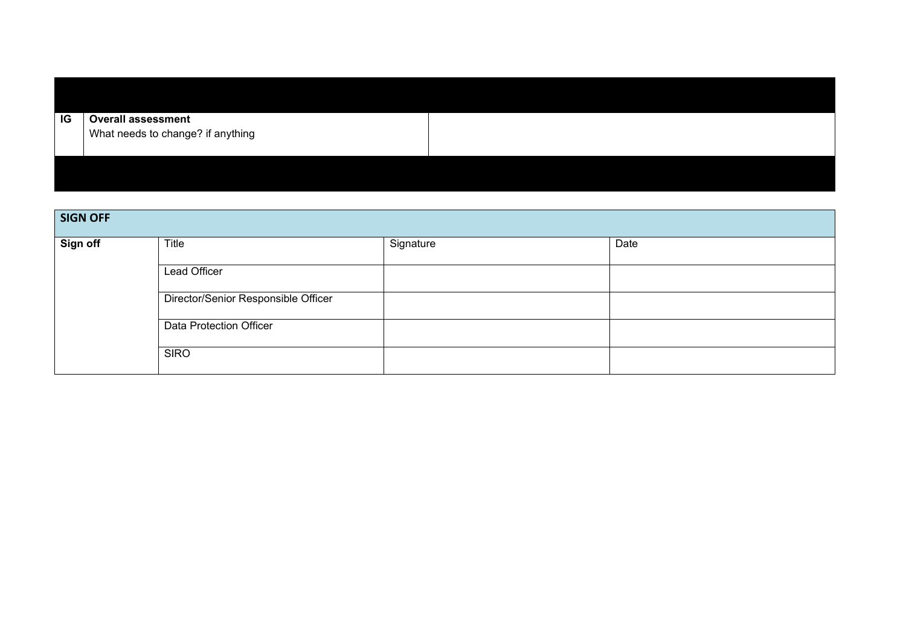| | | |
|---|---|---|
| **IG** | **Overall assessment**<br>What needs to change? if anything | |

| **SIGN OFF** | | | |
|---|---|---|---|
| **Sign off** | Title | Signature | Date |
| | Lead Officer | | |
| | Director/Senior Responsible Officer | | |
| | Data Protection Officer | | |
| | SIRO | | |